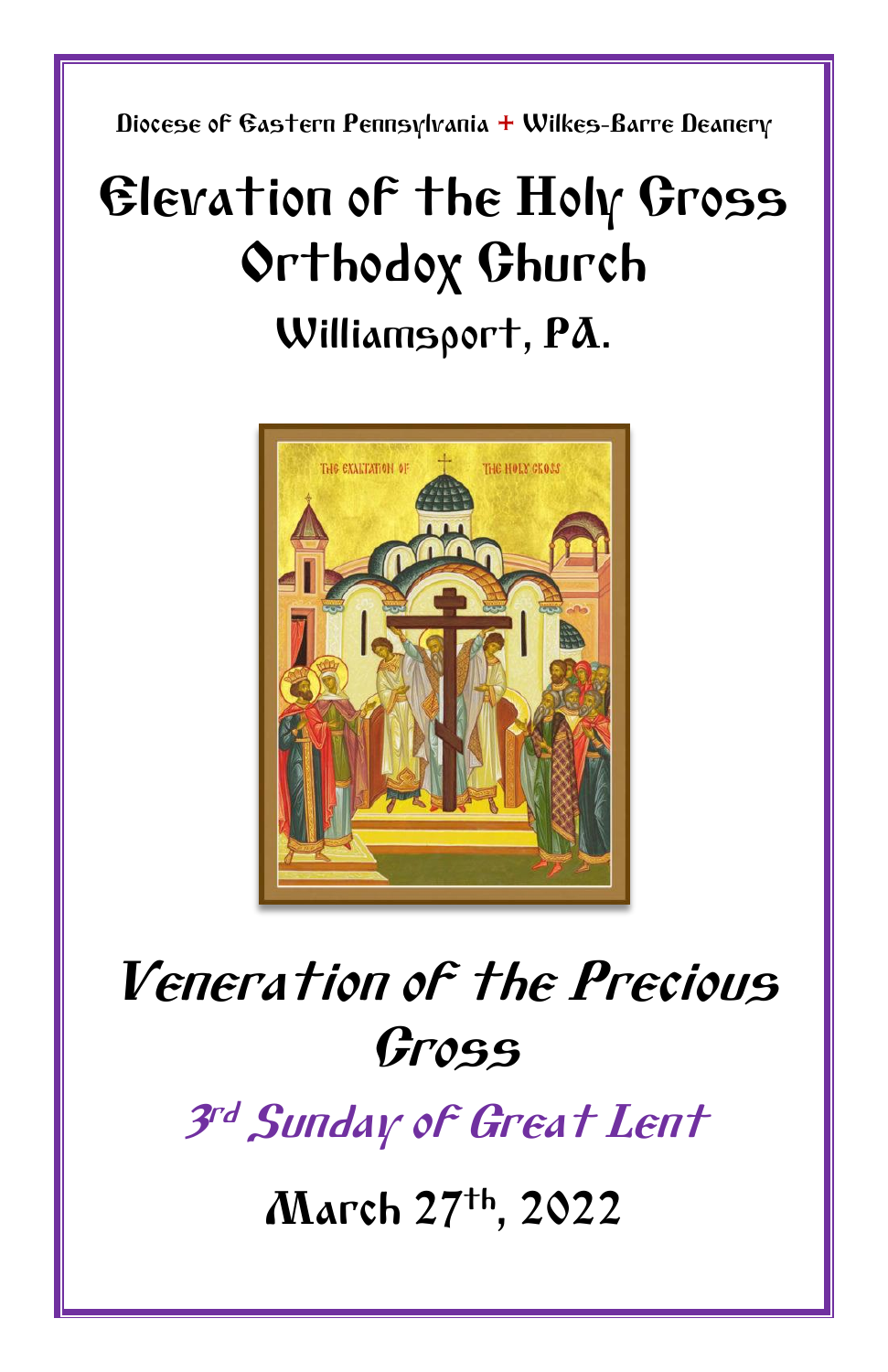Diocese of Eastern Pennsylvania + Wilkes-Barre Deanery

# Elevation of the Holy Cross Orthodox Church

## Williamsport, PA.

# *Veneration of the Precious Cross*

## *3rd Sunday of Great Lent*

## March 27th, 2022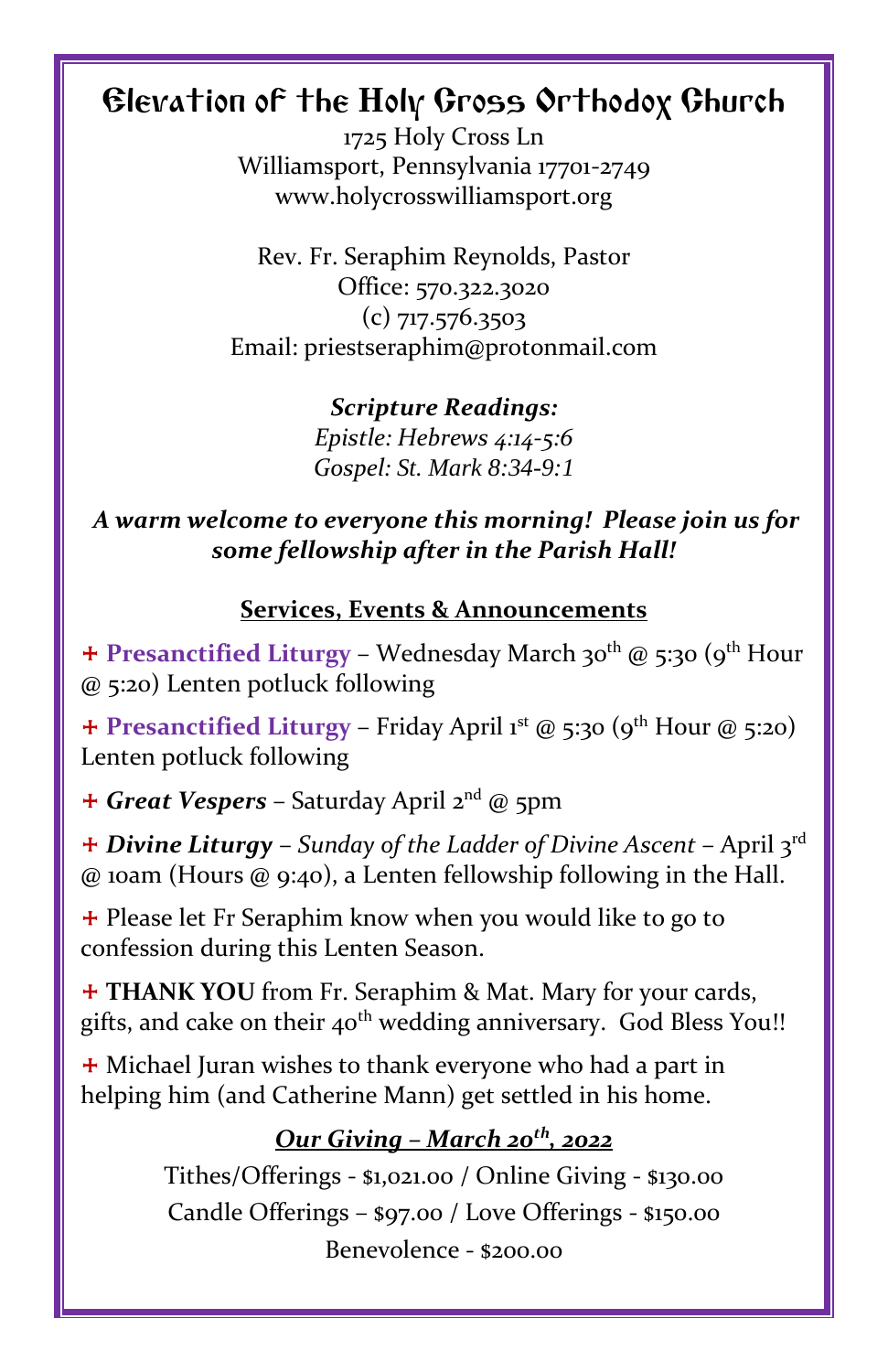# Elevation of the Holy Cross Orthodox Church

1725 Holy Cross Ln
Williamsport, Pennsylvania 17701-2749
www.holycrosswilliamsport.org

Rev. Fr. Seraphim Reynolds, Pastor
Office: 570.322.3020
(c) 717.576.3503
Email: priestseraphim@protonmail.com

***Scripture Readings:***
*Epistle: Hebrews 4:14-5:6*
*Gospel: St. Mark 8:34-9:1*

***A warm welcome to everyone this morning! Please join us for some fellowship after in the Parish Hall!***

## Services, Events & Announcements

+ **Presanctified Liturgy** – Wednesday March 30th @ 5:30 (9th Hour @ 5:20) Lenten potluck following

+ **Presanctified Liturgy** – Friday April 1st @ 5:30 (9th Hour @ 5:20) Lenten potluck following

+ ***Great Vespers*** – Saturday April 2nd @ 5pm

+ ***Divine Liturgy*** – *Sunday of the Ladder of Divine Ascent* – April 3rd @ 10am (Hours @ 9:40), a Lenten fellowship following in the Hall.

+ Please let Fr Seraphim know when you would like to go to confession during this Lenten Season.

+ **THANK YOU** from Fr. Seraphim & Mat. Mary for your cards, gifts, and cake on their 40th wedding anniversary. God Bless You!!

+ Michael Juran wishes to thank everyone who had a part in helping him (and Catherine Mann) get settled in his home.

***Our Giving – March 20th, 2022***

Tithes/Offerings - $1,021.00 / Online Giving - $130.00
Candle Offerings – $97.00 / Love Offerings - $150.00
Benevolence - $200.00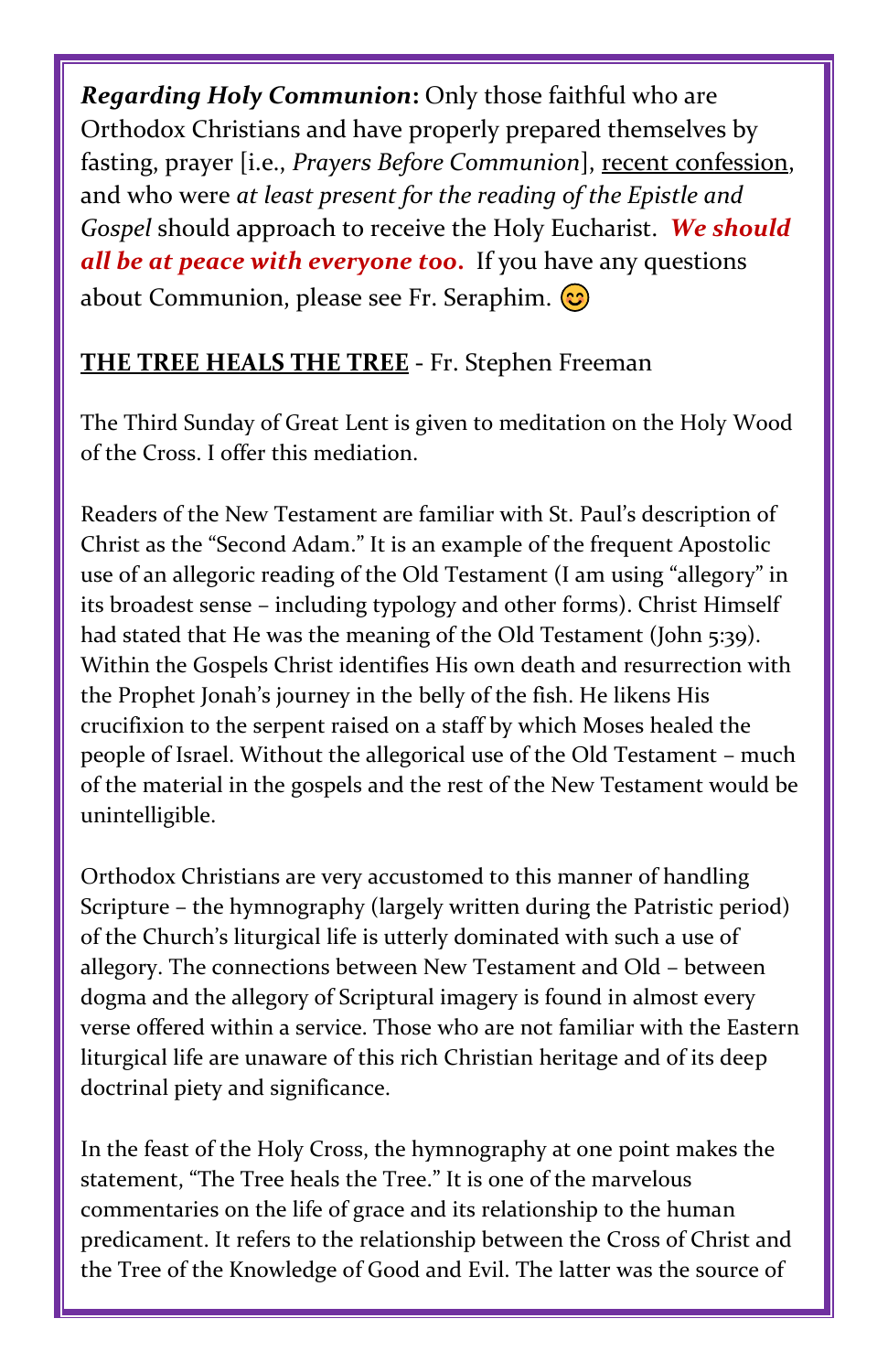***Regarding Holy Communion*****:** Only those faithful who are Orthodox Christians and have properly prepared themselves by fasting, prayer [i.e., *Prayers Before Communion*], recent confession, and who were *at least present for the reading of the Epistle and Gospel* should approach to receive the Holy Eucharist. ***We should all be at peace with everyone too.*** If you have any questions about Communion, please see Fr. Seraphim. 😊

**THE TREE HEALS THE TREE** - Fr. Stephen Freeman

The Third Sunday of Great Lent is given to meditation on the Holy Wood of the Cross. I offer this mediation.

Readers of the New Testament are familiar with St. Paul's description of Christ as the "Second Adam." It is an example of the frequent Apostolic use of an allegoric reading of the Old Testament (I am using "allegory" in its broadest sense – including typology and other forms). Christ Himself had stated that He was the meaning of the Old Testament (John 5:39). Within the Gospels Christ identifies His own death and resurrection with the Prophet Jonah's journey in the belly of the fish. He likens His crucifixion to the serpent raised on a staff by which Moses healed the people of Israel. Without the allegorical use of the Old Testament – much of the material in the gospels and the rest of the New Testament would be unintelligible.

Orthodox Christians are very accustomed to this manner of handling Scripture – the hymnography (largely written during the Patristic period) of the Church's liturgical life is utterly dominated with such a use of allegory. The connections between New Testament and Old – between dogma and the allegory of Scriptural imagery is found in almost every verse offered within a service. Those who are not familiar with the Eastern liturgical life are unaware of this rich Christian heritage and of its deep doctrinal piety and significance.

In the feast of the Holy Cross, the hymnography at one point makes the statement, "The Tree heals the Tree." It is one of the marvelous commentaries on the life of grace and its relationship to the human predicament. It refers to the relationship between the Cross of Christ and the Tree of the Knowledge of Good and Evil. The latter was the source of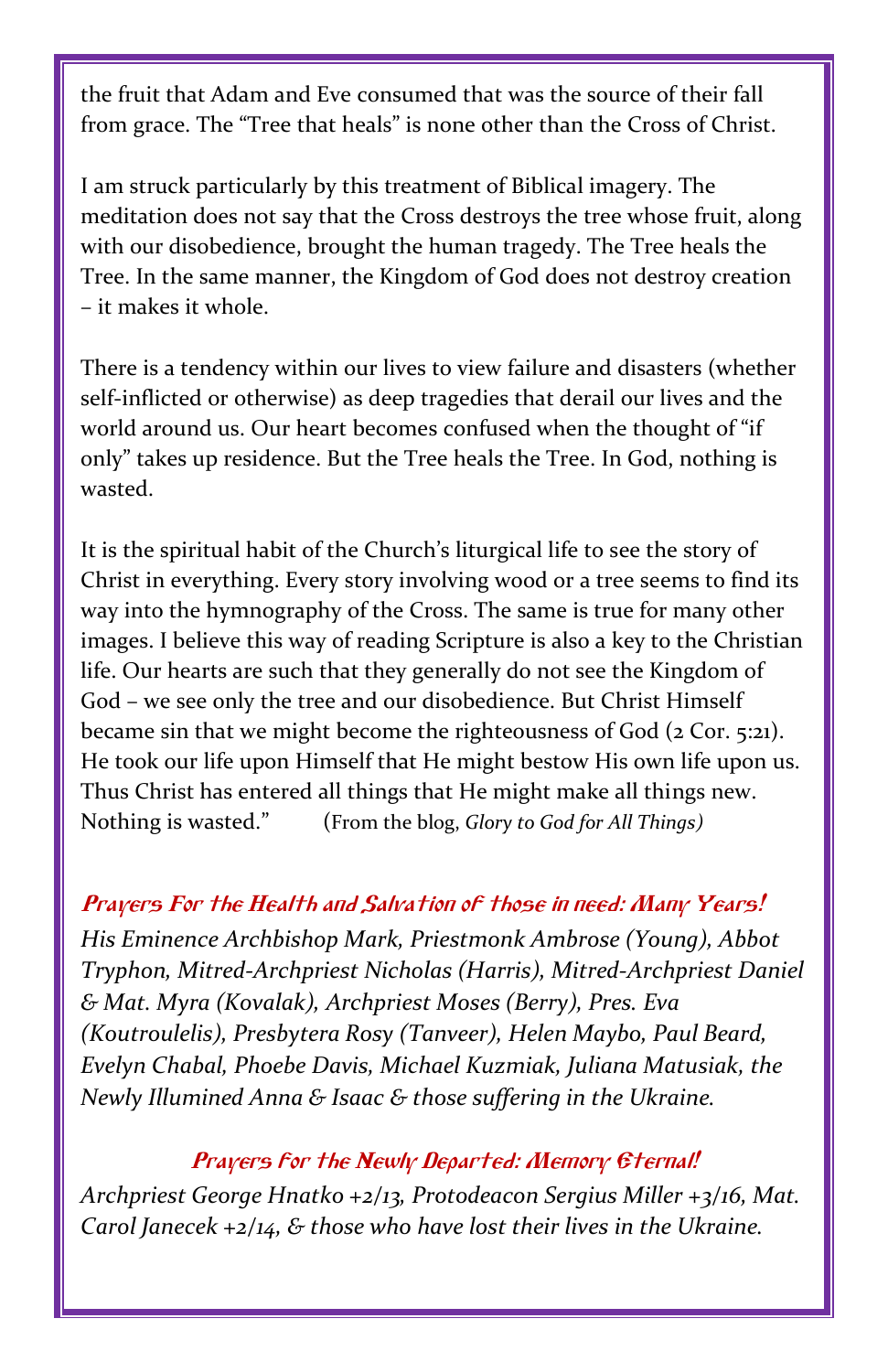the fruit that Adam and Eve consumed that was the source of their fall from grace. The "Tree that heals" is none other than the Cross of Christ.

I am struck particularly by this treatment of Biblical imagery. The meditation does not say that the Cross destroys the tree whose fruit, along with our disobedience, brought the human tragedy. The Tree heals the Tree. In the same manner, the Kingdom of God does not destroy creation – it makes it whole.

There is a tendency within our lives to view failure and disasters (whether self-inflicted or otherwise) as deep tragedies that derail our lives and the world around us. Our heart becomes confused when the thought of "if only" takes up residence. But the Tree heals the Tree. In God, nothing is wasted.

It is the spiritual habit of the Church's liturgical life to see the story of Christ in everything. Every story involving wood or a tree seems to find its way into the hymnography of the Cross. The same is true for many other images. I believe this way of reading Scripture is also a key to the Christian life. Our hearts are such that they generally do not see the Kingdom of God – we see only the tree and our disobedience. But Christ Himself became sin that we might become the righteousness of God (2 Cor. 5:21). He took our life upon Himself that He might bestow His own life upon us. Thus Christ has entered all things that He might make all things new. Nothing is wasted." (From the blog, *Glory to God for All Things*)

### Prayers For the Health and Salvation of those in need: Many Years!

*His Eminence Archbishop Mark, Priestmonk Ambrose (Young), Abbot Tryphon, Mitred-Archpriest Nicholas (Harris), Mitred-Archpriest Daniel & Mat. Myra (Kovalak), Archpriest Moses (Berry), Pres. Eva (Koutroulelis), Presbytera Rosy (Tanveer), Helen Maybo, Paul Beard, Evelyn Chabal, Phoebe Davis, Michael Kuzmiak, Juliana Matusiak, the Newly Illumined Anna & Isaac & those suffering in the Ukraine.*

### Prayers for the Newly Departed: Memory Eternal!

*Archpriest George Hnatko +2/13, Protodeacon Sergius Miller +3/16, Mat. Carol Janecek +2/14, & those who have lost their lives in the Ukraine.*